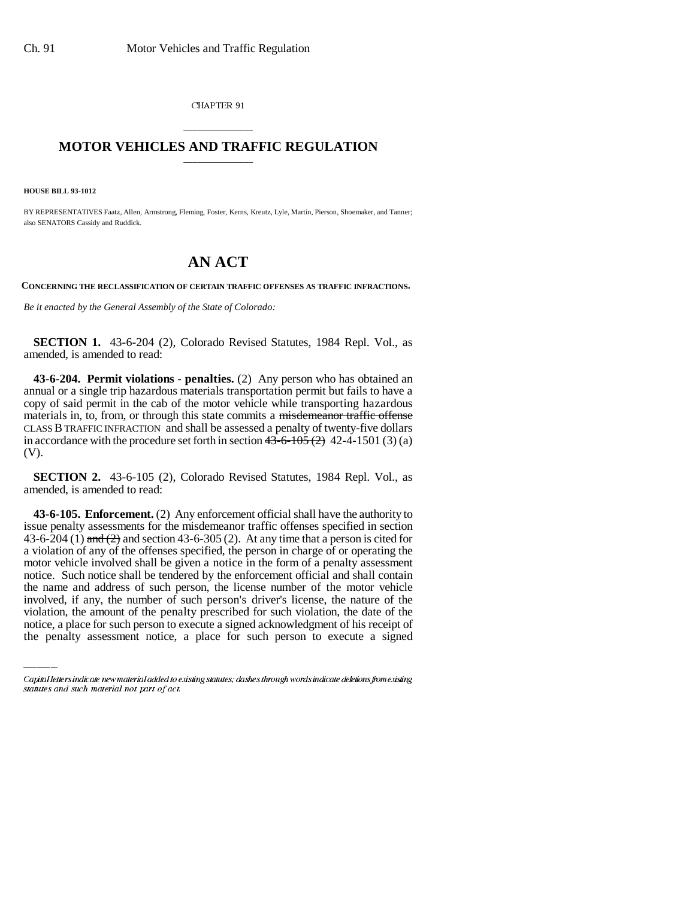CHAPTER 91

# MOTOR VEHICLES AND TRAFFIC REGULATION

**HOUSE BILL 93-1012**

BY REPRESENTATIVES Faatz, Allen, Armstrong, Fleming, Foster, Kerns, Kreutz, Lyle, Martin, Pierson, Shoemaker, and Tanner; also SENATORS Cassidy and Ruddick.

# AN ACT

**CONCERNING THE RECLASSIFICATION OF CERTAIN TRAFFIC OFFENSES AS TRAFFIC INFRACTIONS.**

*Be it enacted by the General Assembly of the State of Colorado:*

**SECTION 1.** 43-6-204 (2), Colorado Revised Statutes, 1984 Repl. Vol., as amended, is amended to read:

**43-6-204. Permit violations - penalties.** (2) Any person who has obtained an annual or a single trip hazardous materials transportation permit but fails to have a copy of said permit in the cab of the motor vehicle while transporting hazardous materials in, to, from, or through this state commits a ~~misdemeanor traffic offense~~ CLASS B TRAFFIC INFRACTION and shall be assessed a penalty of twenty-five dollars in accordance with the procedure set forth in section ~~43-6-105 (2)~~ 42-4-1501 (3) (a) (V).

**SECTION 2.** 43-6-105 (2), Colorado Revised Statutes, 1984 Repl. Vol., as amended, is amended to read:

**43-6-105. Enforcement.** (2) Any enforcement official shall have the authority to issue penalty assessments for the misdemeanor traffic offenses specified in section 43-6-204 (1) ~~and (2)~~ and section 43-6-305 (2). At any time that a person is cited for a violation of any of the offenses specified, the person in charge of or operating the motor vehicle involved shall be given a notice in the form of a penalty assessment notice. Such notice shall be tendered by the enforcement official and shall contain the name and address of such person, the license number of the motor vehicle involved, if any, the number of such person's driver's license, the nature of the violation, the amount of the penalty prescribed for such violation, the date of the notice, a place for such person to execute a signed acknowledgment of his receipt of the penalty assessment notice, a place for such person to execute a signed

Capital letters indicate new material added to existing statutes; dashes through words indicate deletions from existing statutes and such material not part of act.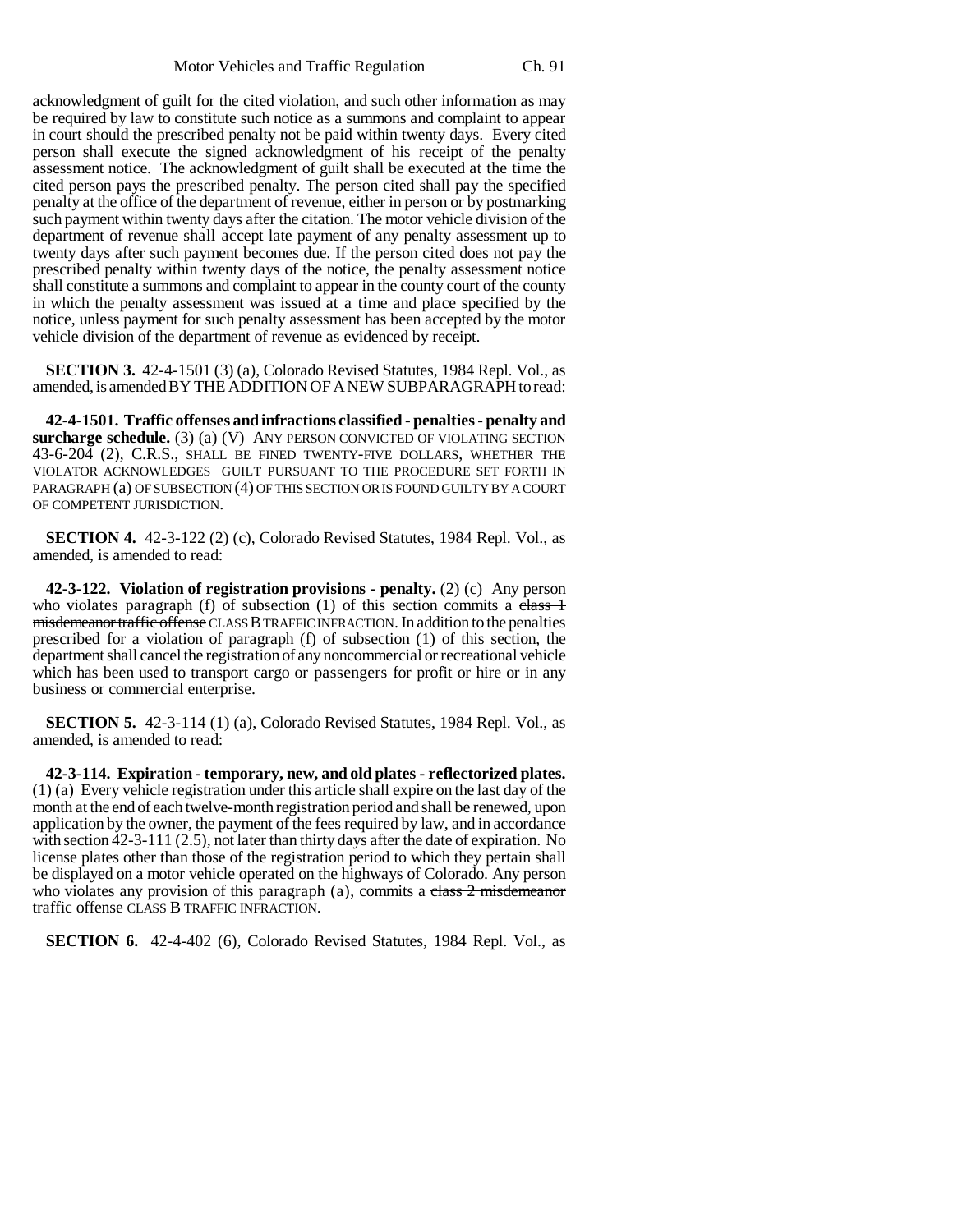acknowledgment of guilt for the cited violation, and such other information as may be required by law to constitute such notice as a summons and complaint to appear in court should the prescribed penalty not be paid within twenty days. Every cited person shall execute the signed acknowledgment of his receipt of the penalty assessment notice. The acknowledgment of guilt shall be executed at the time the cited person pays the prescribed penalty. The person cited shall pay the specified penalty at the office of the department of revenue, either in person or by postmarking such payment within twenty days after the citation. The motor vehicle division of the department of revenue shall accept late payment of any penalty assessment up to twenty days after such payment becomes due. If the person cited does not pay the prescribed penalty within twenty days of the notice, the penalty assessment notice shall constitute a summons and complaint to appear in the county court of the county in which the penalty assessment was issued at a time and place specified by the notice, unless payment for such penalty assessment has been accepted by the motor vehicle division of the department of revenue as evidenced by receipt.

**SECTION 3.** 42-4-1501 (3) (a), Colorado Revised Statutes, 1984 Repl. Vol., as amended, is amended BY THE ADDITION OF A NEW SUBPARAGRAPH to read:

**42-4-1501. Traffic offenses and infractions classified - penalties - penalty and surcharge schedule.** (3) (a) (V) ANY PERSON CONVICTED OF VIOLATING SECTION 43-6-204 (2), C.R.S., SHALL BE FINED TWENTY-FIVE DOLLARS, WHETHER THE VIOLATOR ACKNOWLEDGES GUILT PURSUANT TO THE PROCEDURE SET FORTH IN PARAGRAPH (a) OF SUBSECTION (4) OF THIS SECTION OR IS FOUND GUILTY BY A COURT OF COMPETENT JURISDICTION.

**SECTION 4.** 42-3-122 (2) (c), Colorado Revised Statutes, 1984 Repl. Vol., as amended, is amended to read:

**42-3-122. Violation of registration provisions - penalty.** (2) (c) Any person who violates paragraph (f) of subsection (1) of this section commits a ~~class 1 misdemeanor traffic offense~~ CLASS B TRAFFIC INFRACTION. In addition to the penalties prescribed for a violation of paragraph (f) of subsection (1) of this section, the department shall cancel the registration of any noncommercial or recreational vehicle which has been used to transport cargo or passengers for profit or hire or in any business or commercial enterprise.

**SECTION 5.** 42-3-114 (1) (a), Colorado Revised Statutes, 1984 Repl. Vol., as amended, is amended to read:

**42-3-114. Expiration - temporary, new, and old plates - reflectorized plates.** (1) (a) Every vehicle registration under this article shall expire on the last day of the month at the end of each twelve-month registration period and shall be renewed, upon application by the owner, the payment of the fees required by law, and in accordance with section 42-3-111 (2.5), not later than thirty days after the date of expiration. No license plates other than those of the registration period to which they pertain shall be displayed on a motor vehicle operated on the highways of Colorado. Any person who violates any provision of this paragraph (a), commits a ~~class 2 misdemeanor traffic offense~~ CLASS B TRAFFIC INFRACTION.

**SECTION 6.** 42-4-402 (6), Colorado Revised Statutes, 1984 Repl. Vol., as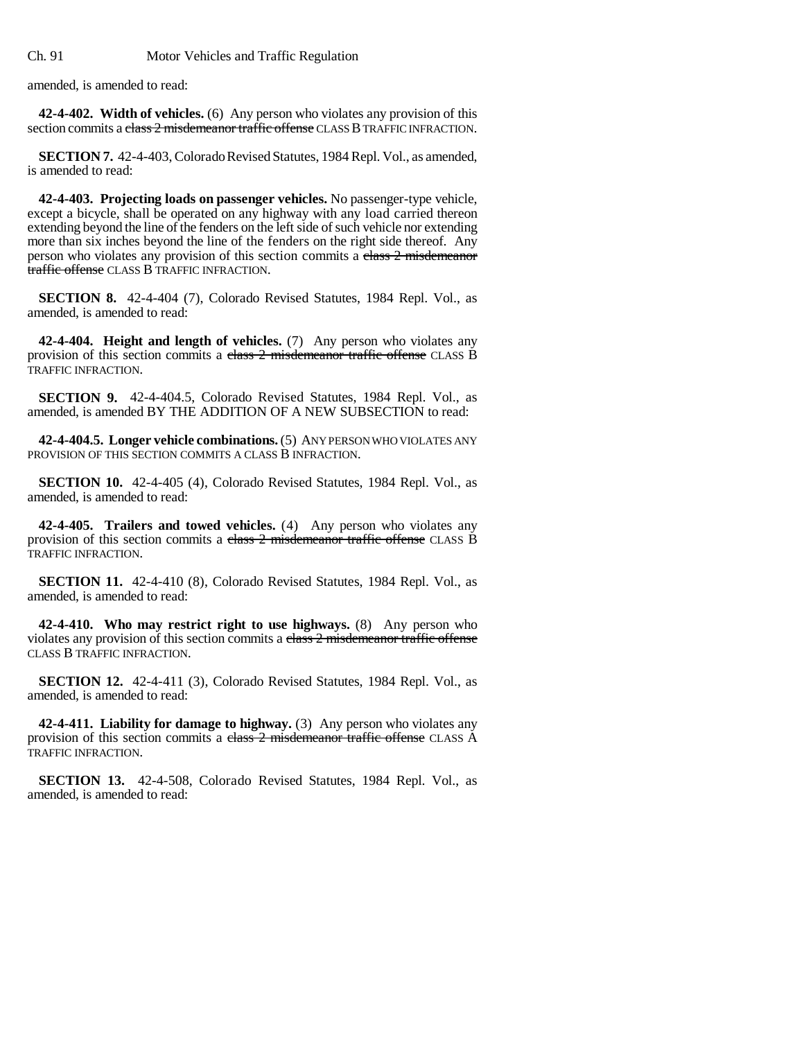amended, is amended to read:

**42-4-402. Width of vehicles.** (6) Any person who violates any provision of this section commits a ~~class 2 misdemeanor traffic offense~~ CLASS B TRAFFIC INFRACTION.

**SECTION 7.** 42-4-403, Colorado Revised Statutes, 1984 Repl. Vol., as amended, is amended to read:

**42-4-403. Projecting loads on passenger vehicles.** No passenger-type vehicle, except a bicycle, shall be operated on any highway with any load carried thereon extending beyond the line of the fenders on the left side of such vehicle nor extending more than six inches beyond the line of the fenders on the right side thereof. Any person who violates any provision of this section commits a ~~class 2 misdemeanor traffic offense~~ CLASS B TRAFFIC INFRACTION.

**SECTION 8.** 42-4-404 (7), Colorado Revised Statutes, 1984 Repl. Vol., as amended, is amended to read:

**42-4-404. Height and length of vehicles.** (7) Any person who violates any provision of this section commits a ~~class 2 misdemeanor traffic offense~~ CLASS B TRAFFIC INFRACTION.

**SECTION 9.** 42-4-404.5, Colorado Revised Statutes, 1984 Repl. Vol., as amended, is amended BY THE ADDITION OF A NEW SUBSECTION to read:

**42-4-404.5. Longer vehicle combinations.** (5) ANY PERSON WHO VIOLATES ANY PROVISION OF THIS SECTION COMMITS A CLASS B INFRACTION.

**SECTION 10.** 42-4-405 (4), Colorado Revised Statutes, 1984 Repl. Vol., as amended, is amended to read:

**42-4-405. Trailers and towed vehicles.** (4) Any person who violates any provision of this section commits a ~~class 2 misdemeanor traffic offense~~ CLASS B TRAFFIC INFRACTION.

**SECTION 11.** 42-4-410 (8), Colorado Revised Statutes, 1984 Repl. Vol., as amended, is amended to read:

**42-4-410. Who may restrict right to use highways.** (8) Any person who violates any provision of this section commits a ~~class 2 misdemeanor traffic offense~~ CLASS B TRAFFIC INFRACTION.

**SECTION 12.** 42-4-411 (3), Colorado Revised Statutes, 1984 Repl. Vol., as amended, is amended to read:

**42-4-411. Liability for damage to highway.** (3) Any person who violates any provision of this section commits a ~~class 2 misdemeanor traffic offense~~ CLASS A TRAFFIC INFRACTION.

**SECTION 13.** 42-4-508, Colorado Revised Statutes, 1984 Repl. Vol., as amended, is amended to read: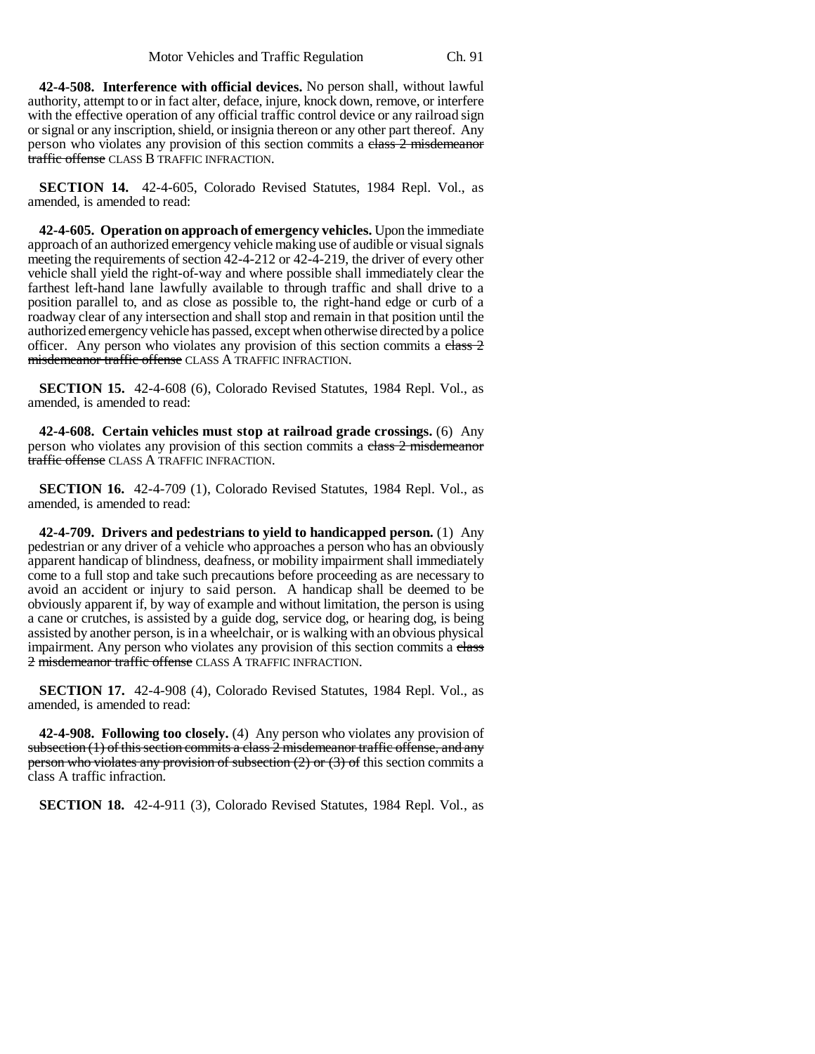**42-4-508. Interference with official devices.** No person shall, without lawful authority, attempt to or in fact alter, deface, injure, knock down, remove, or interfere with the effective operation of any official traffic control device or any railroad sign or signal or any inscription, shield, or insignia thereon or any other part thereof. Any person who violates any provision of this section commits a ~~class 2 misdemeanor traffic offense~~ CLASS B TRAFFIC INFRACTION.

**SECTION 14.** 42-4-605, Colorado Revised Statutes, 1984 Repl. Vol., as amended, is amended to read:

**42-4-605. Operation on approach of emergency vehicles.** Upon the immediate approach of an authorized emergency vehicle making use of audible or visual signals meeting the requirements of section 42-4-212 or 42-4-219, the driver of every other vehicle shall yield the right-of-way and where possible shall immediately clear the farthest left-hand lane lawfully available to through traffic and shall drive to a position parallel to, and as close as possible to, the right-hand edge or curb of a roadway clear of any intersection and shall stop and remain in that position until the authorized emergency vehicle has passed, except when otherwise directed by a police officer. Any person who violates any provision of this section commits a ~~class 2 misdemeanor traffic offense~~ CLASS A TRAFFIC INFRACTION.

**SECTION 15.** 42-4-608 (6), Colorado Revised Statutes, 1984 Repl. Vol., as amended, is amended to read:

**42-4-608. Certain vehicles must stop at railroad grade crossings.** (6) Any person who violates any provision of this section commits a ~~class 2 misdemeanor traffic offense~~ CLASS A TRAFFIC INFRACTION.

**SECTION 16.** 42-4-709 (1), Colorado Revised Statutes, 1984 Repl. Vol., as amended, is amended to read:

**42-4-709. Drivers and pedestrians to yield to handicapped person.** (1) Any pedestrian or any driver of a vehicle who approaches a person who has an obviously apparent handicap of blindness, deafness, or mobility impairment shall immediately come to a full stop and take such precautions before proceeding as are necessary to avoid an accident or injury to said person. A handicap shall be deemed to be obviously apparent if, by way of example and without limitation, the person is using a cane or crutches, is assisted by a guide dog, service dog, or hearing dog, is being assisted by another person, is in a wheelchair, or is walking with an obvious physical impairment. Any person who violates any provision of this section commits a ~~class 2 misdemeanor traffic offense~~ CLASS A TRAFFIC INFRACTION.

**SECTION 17.** 42-4-908 (4), Colorado Revised Statutes, 1984 Repl. Vol., as amended, is amended to read:

**42-4-908. Following too closely.** (4) Any person who violates any provision of ~~subsection (1) of this section commits a class 2 misdemeanor traffic offense, and any person who violates any provision of subsection (2) or (3) of~~ this section commits a class A traffic infraction.

**SECTION 18.** 42-4-911 (3), Colorado Revised Statutes, 1984 Repl. Vol., as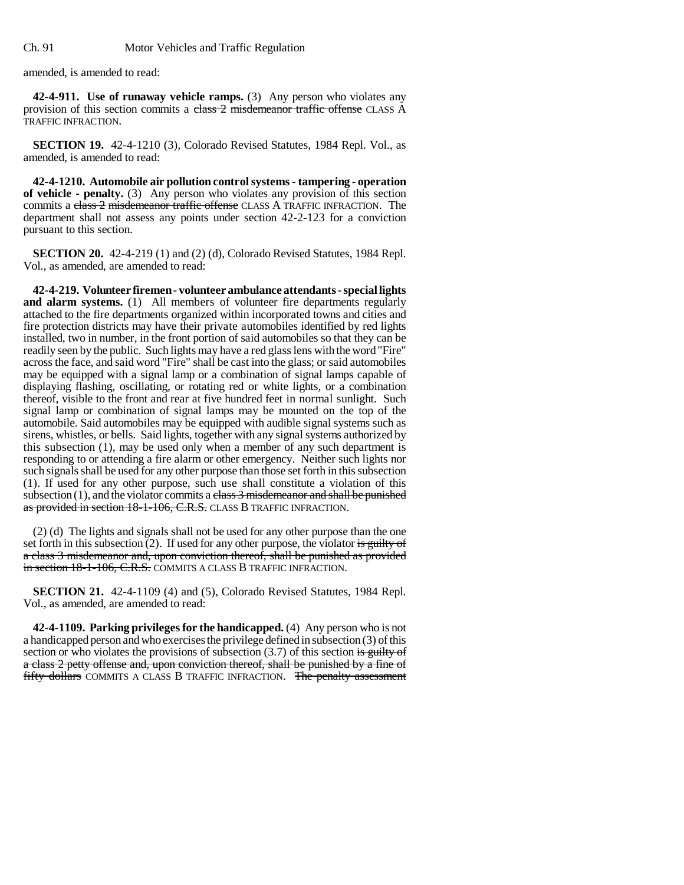amended, is amended to read:

**42-4-911. Use of runaway vehicle ramps.** (3) Any person who violates any provision of this section commits a ~~class 2 misdemeanor traffic offense~~ CLASS A TRAFFIC INFRACTION.

**SECTION 19.** 42-4-1210 (3), Colorado Revised Statutes, 1984 Repl. Vol., as amended, is amended to read:

**42-4-1210. Automobile air pollution control systems - tampering - operation of vehicle - penalty.** (3) Any person who violates any provision of this section commits a ~~class 2 misdemeanor traffic offense~~ CLASS A TRAFFIC INFRACTION. The department shall not assess any points under section 42-2-123 for a conviction pursuant to this section.

**SECTION 20.** 42-4-219 (1) and (2) (d), Colorado Revised Statutes, 1984 Repl. Vol., as amended, are amended to read:

**42-4-219. Volunteer firemen - volunteer ambulance attendants - special lights and alarm systems.** (1) All members of volunteer fire departments regularly attached to the fire departments organized within incorporated towns and cities and fire protection districts may have their private automobiles identified by red lights installed, two in number, in the front portion of said automobiles so that they can be readily seen by the public. Such lights may have a red glass lens with the word "Fire" across the face, and said word "Fire" shall be cast into the glass; or said automobiles may be equipped with a signal lamp or a combination of signal lamps capable of displaying flashing, oscillating, or rotating red or white lights, or a combination thereof, visible to the front and rear at five hundred feet in normal sunlight. Such signal lamp or combination of signal lamps may be mounted on the top of the automobile. Said automobiles may be equipped with audible signal systems such as sirens, whistles, or bells. Said lights, together with any signal systems authorized by this subsection (1), may be used only when a member of any such department is responding to or attending a fire alarm or other emergency. Neither such lights nor such signals shall be used for any other purpose than those set forth in this subsection (1). If used for any other purpose, such use shall constitute a violation of this subsection (1), and the violator commits a ~~class 3 misdemeanor and shall be punished as provided in section 18-1-106, C.R.S.~~ CLASS B TRAFFIC INFRACTION.

(2) (d) The lights and signals shall not be used for any other purpose than the one set forth in this subsection (2). If used for any other purpose, the violator ~~is guilty of a class 3 misdemeanor and, upon conviction thereof, shall be punished as provided in section 18-1-106, C.R.S.~~ COMMITS A CLASS B TRAFFIC INFRACTION.

**SECTION 21.** 42-4-1109 (4) and (5), Colorado Revised Statutes, 1984 Repl. Vol., as amended, are amended to read:

**42-4-1109. Parking privileges for the handicapped.** (4) Any person who is not a handicapped person and who exercises the privilege defined in subsection (3) of this section or who violates the provisions of subsection (3.7) of this section ~~is guilty of a class 2 petty offense and, upon conviction thereof, shall be punished by a fine of fifty dollars~~ COMMITS A CLASS B TRAFFIC INFRACTION. ~~The penalty assessment~~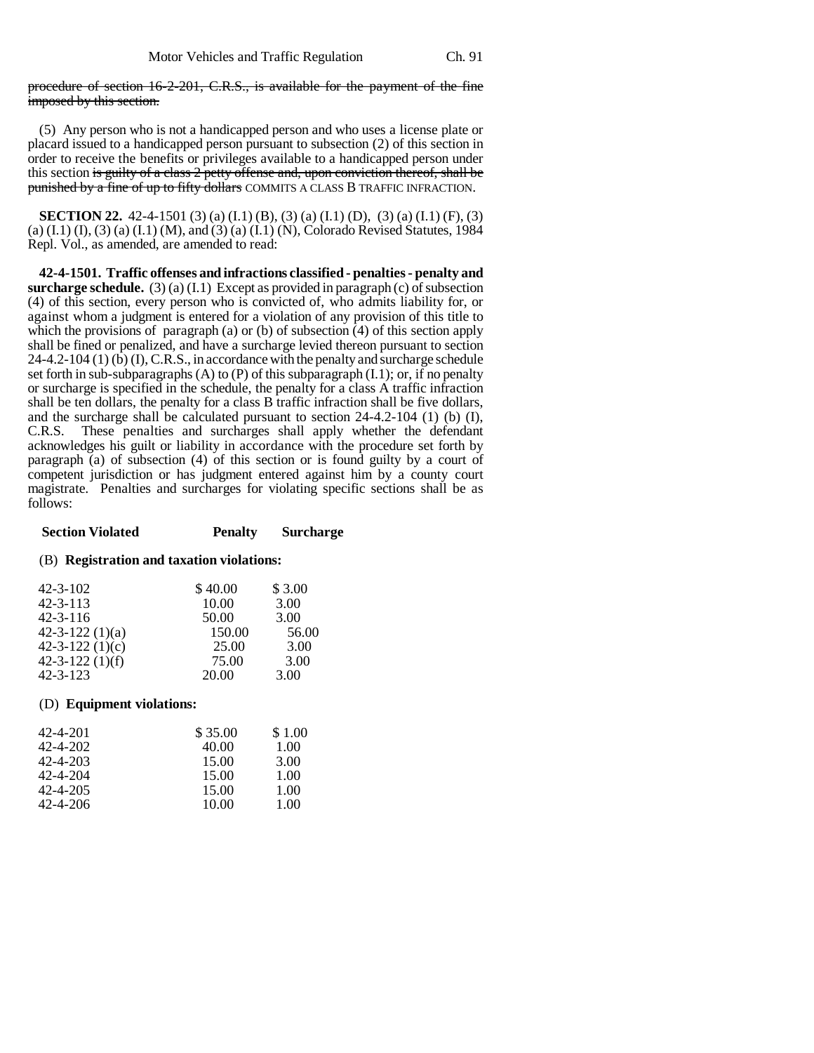~~procedure of section 16-2-201, C.R.S., is available for the payment of the fine imposed by this section.~~

(5) Any person who is not a handicapped person and who uses a license plate or placard issued to a handicapped person pursuant to subsection (2) of this section in order to receive the benefits or privileges available to a handicapped person under this section ~~is guilty of a class 2 petty offense and, upon conviction thereof, shall be punished by a fine of up to fifty dollars~~ COMMITS A CLASS B TRAFFIC INFRACTION.

**SECTION 22.** 42-4-1501 (3) (a) (I.1) (B), (3) (a) (I.1) (D), (3) (a) (I.1) (F), (3) (a) (I.1) (I), (3) (a) (I.1) (M), and (3) (a) (I.1) (N), Colorado Revised Statutes, 1984 Repl. Vol., as amended, are amended to read:

**42-4-1501. Traffic offenses and infractions classified - penalties - penalty and surcharge schedule.** (3) (a) (I.1) Except as provided in paragraph (c) of subsection (4) of this section, every person who is convicted of, who admits liability for, or against whom a judgment is entered for a violation of any provision of this title to which the provisions of paragraph (a) or (b) of subsection (4) of this section apply shall be fined or penalized, and have a surcharge levied thereon pursuant to section 24-4.2-104 (1) (b) (I), C.R.S., in accordance with the penalty and surcharge schedule set forth in sub-subparagraphs (A) to (P) of this subparagraph (I.1); or, if no penalty or surcharge is specified in the schedule, the penalty for a class A traffic infraction shall be ten dollars, the penalty for a class B traffic infraction shall be five dollars, and the surcharge shall be calculated pursuant to section 24-4.2-104 (1) (b) (I), C.R.S. These penalties and surcharges shall apply whether the defendant acknowledges his guilt or liability in accordance with the procedure set forth by paragraph (a) of subsection (4) of this section or is found guilty by a court of competent jurisdiction or has judgment entered against him by a county court magistrate. Penalties and surcharges for violating specific sections shall be as follows:

| Section Violated | Penalty | Surcharge |
|---|---|---|
| (B) **Registration and taxation violations:** | | |
| 42-3-102 | $ 40.00 | $ 3.00 |
| 42-3-113 | 10.00 | 3.00 |
| 42-3-116 | 50.00 | 3.00 |
| 42-3-122 (1)(a) | 150.00 | 56.00 |
| 42-3-122 (1)(c) | 25.00 | 3.00 |
| 42-3-122 (1)(f) | 75.00 | 3.00 |
| 42-3-123 | 20.00 | 3.00 |
| (D) **Equipment violations:** | | |
| 42-4-201 | $ 35.00 | $ 1.00 |
| 42-4-202 | 40.00 | 1.00 |
| 42-4-203 | 15.00 | 3.00 |
| 42-4-204 | 15.00 | 1.00 |
| 42-4-205 | 15.00 | 1.00 |
| 42-4-206 | 10.00 | 1.00 |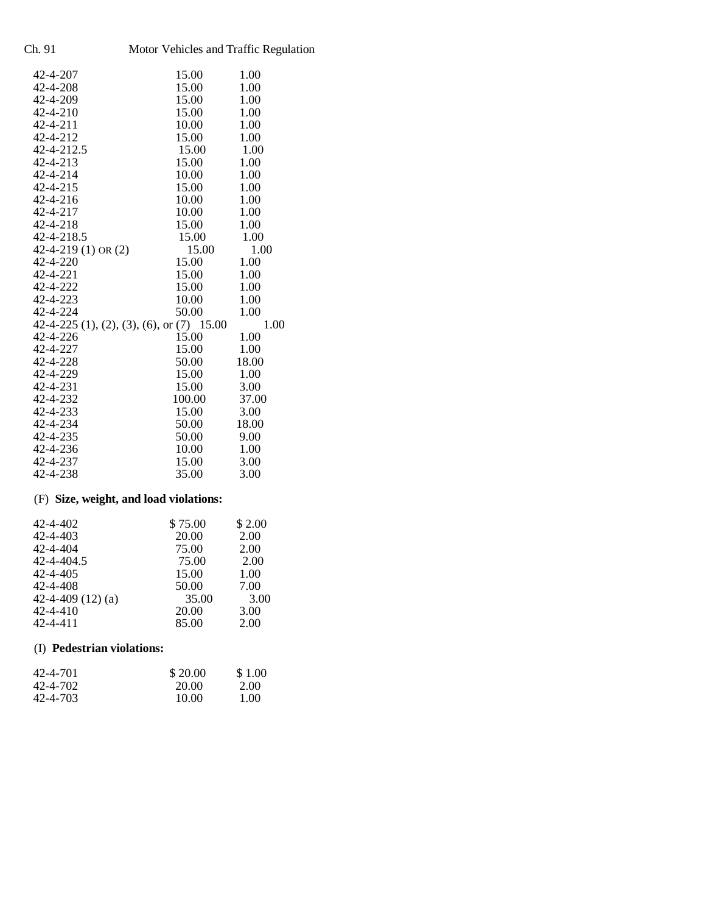| | | |
|---|---|---|
| 42-4-207 | 15.00 | 1.00 |
| 42-4-208 | 15.00 | 1.00 |
| 42-4-209 | 15.00 | 1.00 |
| 42-4-210 | 15.00 | 1.00 |
| 42-4-211 | 10.00 | 1.00 |
| 42-4-212 | 15.00 | 1.00 |
| 42-4-212.5 | 15.00 | 1.00 |
| 42-4-213 | 15.00 | 1.00 |
| 42-4-214 | 10.00 | 1.00 |
| 42-4-215 | 15.00 | 1.00 |
| 42-4-216 | 10.00 | 1.00 |
| 42-4-217 | 10.00 | 1.00 |
| 42-4-218 | 15.00 | 1.00 |
| 42-4-218.5 | 15.00 | 1.00 |
| 42-4-219 (1) OR (2) | 15.00 | 1.00 |
| 42-4-220 | 15.00 | 1.00 |
| 42-4-221 | 15.00 | 1.00 |
| 42-4-222 | 15.00 | 1.00 |
| 42-4-223 | 10.00 | 1.00 |
| 42-4-224 | 50.00 | 1.00 |
| 42-4-225 (1), (2), (3), (6), or (7) | 15.00 | 1.00 |
| 42-4-226 | 15.00 | 1.00 |
| 42-4-227 | 15.00 | 1.00 |
| 42-4-228 | 50.00 | 18.00 |
| 42-4-229 | 15.00 | 1.00 |
| 42-4-231 | 15.00 | 3.00 |
| 42-4-232 | 100.00 | 37.00 |
| 42-4-233 | 15.00 | 3.00 |
| 42-4-234 | 50.00 | 18.00 |
| 42-4-235 | 50.00 | 9.00 |
| 42-4-236 | 10.00 | 1.00 |
| 42-4-237 | 15.00 | 3.00 |
| 42-4-238 | 35.00 | 3.00 |

(F) **Size, weight, and load violations:**

| | | |
|---|---|---|
| 42-4-402 | $ 75.00 | $ 2.00 |
| 42-4-403 | 20.00 | 2.00 |
| 42-4-404 | 75.00 | 2.00 |
| 42-4-404.5 | 75.00 | 2.00 |
| 42-4-405 | 15.00 | 1.00 |
| 42-4-408 | 50.00 | 7.00 |
| 42-4-409 (12) (a) | 35.00 | 3.00 |
| 42-4-410 | 20.00 | 3.00 |
| 42-4-411 | 85.00 | 2.00 |

(I) **Pedestrian violations:**

| | | |
|---|---|---|
| 42-4-701 | $ 20.00 | $ 1.00 |
| 42-4-702 | 20.00 | 2.00 |
| 42-4-703 | 10.00 | 1.00 |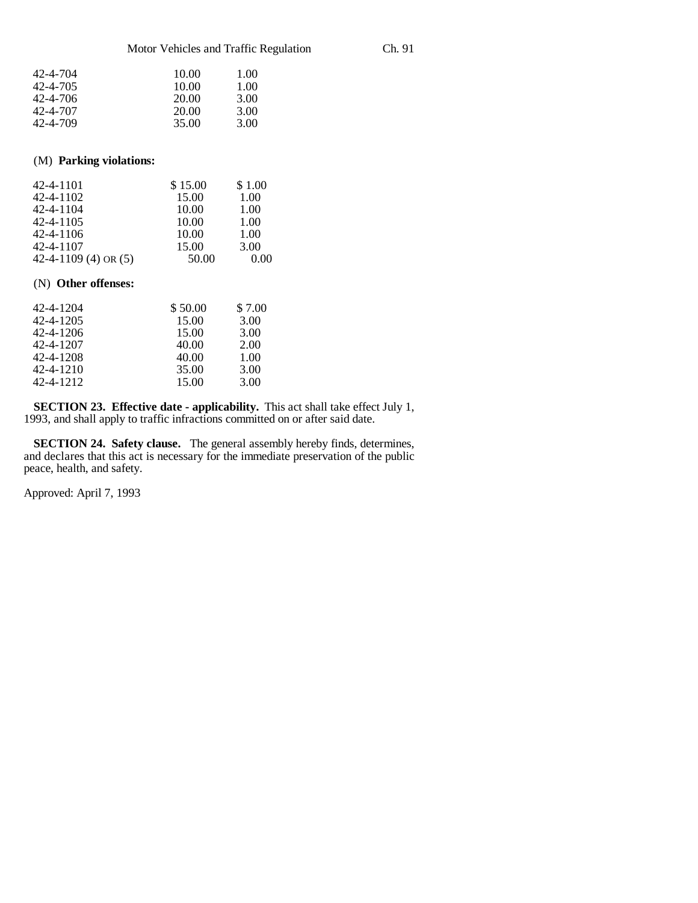| | | |
|---|---|---|
| 42-4-704 | 10.00 | 1.00 |
| 42-4-705 | 10.00 | 1.00 |
| 42-4-706 | 20.00 | 3.00 |
| 42-4-707 | 20.00 | 3.00 |
| 42-4-709 | 35.00 | 3.00 |

(M) **Parking violations:**

| | | |
|---|---|---|
| 42-4-1101 | $ 15.00 | $ 1.00 |
| 42-4-1102 | 15.00 | 1.00 |
| 42-4-1104 | 10.00 | 1.00 |
| 42-4-1105 | 10.00 | 1.00 |
| 42-4-1106 | 10.00 | 1.00 |
| 42-4-1107 | 15.00 | 3.00 |
| 42-4-1109 (4) OR (5) | 50.00 | 0.00 |

(N) **Other offenses:**

| | | |
|---|---|---|
| 42-4-1204 | $ 50.00 | $ 7.00 |
| 42-4-1205 | 15.00 | 3.00 |
| 42-4-1206 | 15.00 | 3.00 |
| 42-4-1207 | 40.00 | 2.00 |
| 42-4-1208 | 40.00 | 1.00 |
| 42-4-1210 | 35.00 | 3.00 |
| 42-4-1212 | 15.00 | 3.00 |

**SECTION 23. Effective date - applicability.** This act shall take effect July 1, 1993, and shall apply to traffic infractions committed on or after said date.

**SECTION 24. Safety clause.** The general assembly hereby finds, determines, and declares that this act is necessary for the immediate preservation of the public peace, health, and safety.

Approved: April 7, 1993